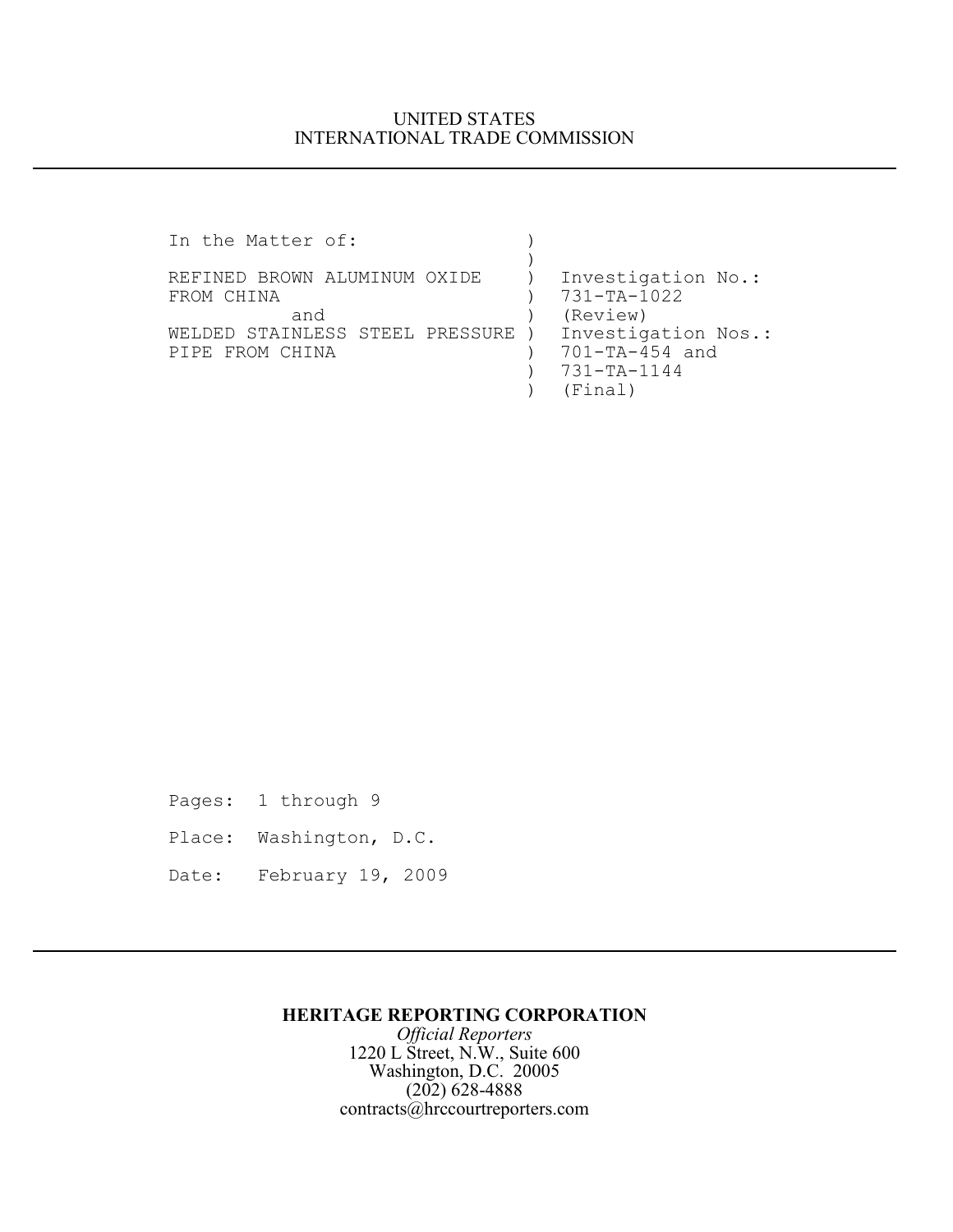UNITED STATES
INTERNATIONAL TRADE COMMISSION

```
In the Matter of:                 )
                                  )
REFINED BROWN ALUMINUM OXIDE      )  Investigation No.:
FROM CHINA                        )  731-TA-1022
         and                      )  (Review)
WELDED STAINLESS STEEL PRESSURE   )  Investigation Nos.:
PIPE FROM CHINA                   )  701-TA-454 and
                                  )  731-TA-1144
                                  )  (Final)
```

Pages: 1 through 9

Place: Washington, D.C.

Date: February 19, 2009

**HERITAGE REPORTING CORPORATION**

*Official Reporters*

1220 L Street, N.W., Suite 600

Washington, D.C. 20005

(202) 628-4888

contracts@hrccourtreporters.com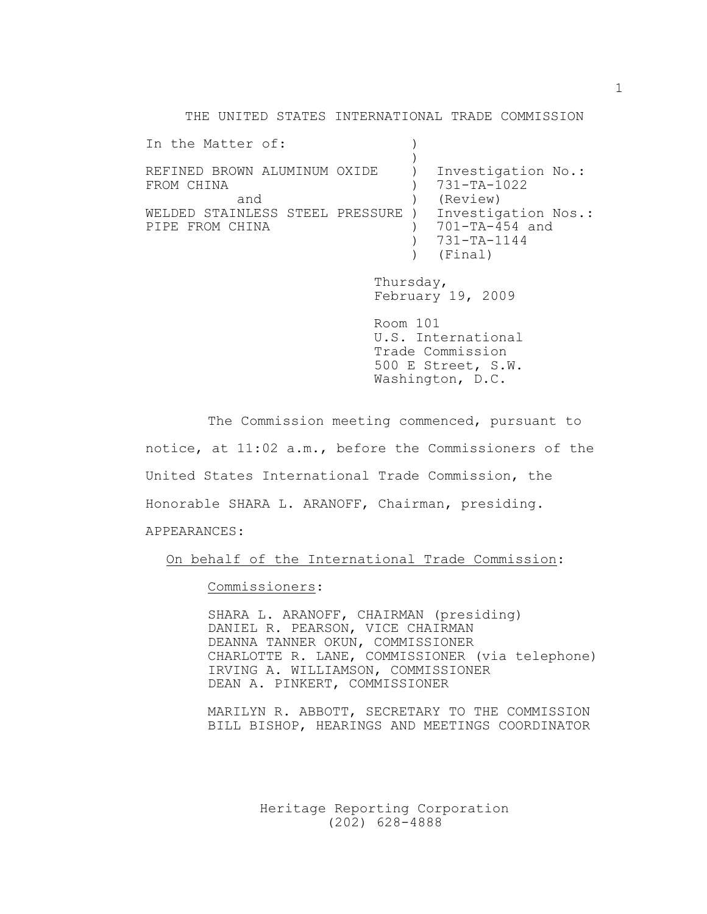THE UNITED STATES INTERNATIONAL TRADE COMMISSION

| In the Matter of: | ) | |
|---|---|---|
| | ) | |
| REFINED BROWN ALUMINUM OXIDE | ) | Investigation No.: |
| FROM CHINA | ) | 731-TA-1022 |
| and | ) | (Review) |
| WELDED STAINLESS STEEL PRESSURE | ) | Investigation Nos.: |
| PIPE FROM CHINA | ) | 701-TA-454 and |
| | ) | 731-TA-1144 |
| | ) | (Final) |

Thursday,
February 19, 2009

Room 101
U.S. International
Trade Commission
500 E Street, S.W.
Washington, D.C.

The Commission meeting commenced, pursuant to notice, at 11:02 a.m., before the Commissioners of the United States International Trade Commission, the Honorable SHARA L. ARANOFF, Chairman, presiding.

APPEARANCES:

On behalf of the International Trade Commission:

Commissioners:

SHARA L. ARANOFF, CHAIRMAN (presiding)
DANIEL R. PEARSON, VICE CHAIRMAN
DEANNA TANNER OKUN, COMMISSIONER
CHARLOTTE R. LANE, COMMISSIONER (via telephone)
IRVING A. WILLIAMSON, COMMISSIONER
DEAN A. PINKERT, COMMISSIONER

MARILYN R. ABBOTT, SECRETARY TO THE COMMISSION
BILL BISHOP, HEARINGS AND MEETINGS COORDINATOR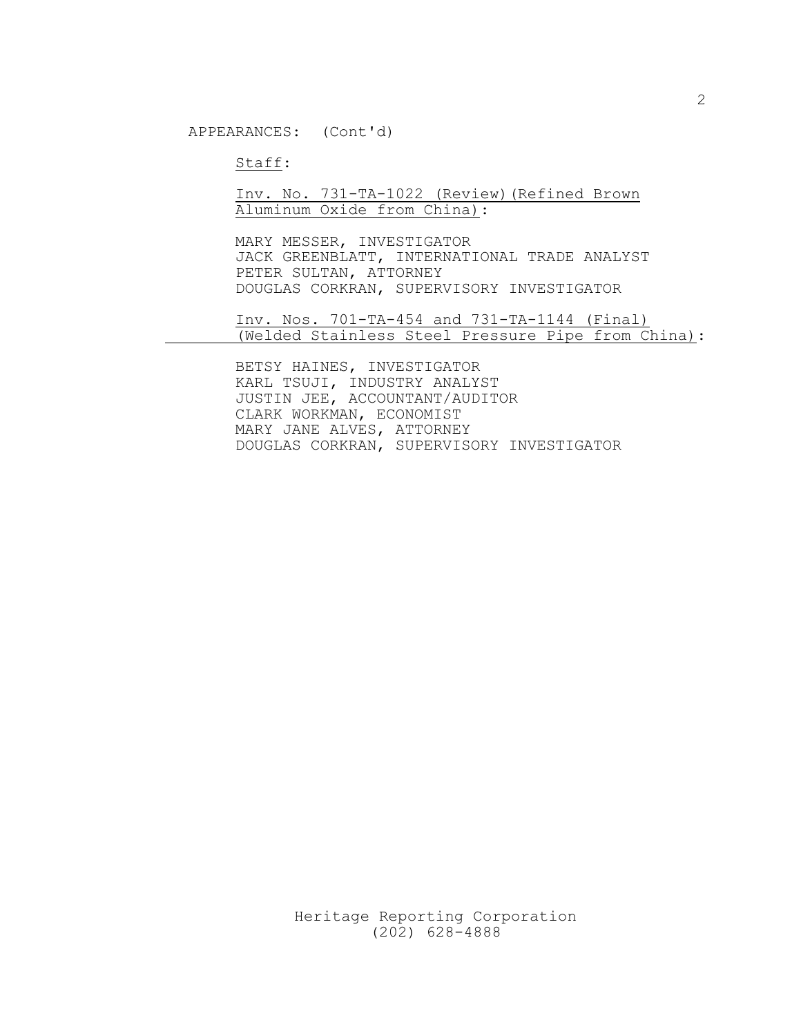APPEARANCES: (Cont'd)

Staff:

Inv. No. 731-TA-1022 (Review)(Refined Brown Aluminum Oxide from China):

MARY MESSER, INVESTIGATOR
JACK GREENBLATT, INTERNATIONAL TRADE ANALYST
PETER SULTAN, ATTORNEY
DOUGLAS CORKRAN, SUPERVISORY INVESTIGATOR

Inv. Nos. 701-TA-454 and 731-TA-1144 (Final) (Welded Stainless Steel Pressure Pipe from China):

BETSY HAINES, INVESTIGATOR
KARL TSUJI, INDUSTRY ANALYST
JUSTIN JEE, ACCOUNTANT/AUDITOR
CLARK WORKMAN, ECONOMIST
MARY JANE ALVES, ATTORNEY
DOUGLAS CORKRAN, SUPERVISORY INVESTIGATOR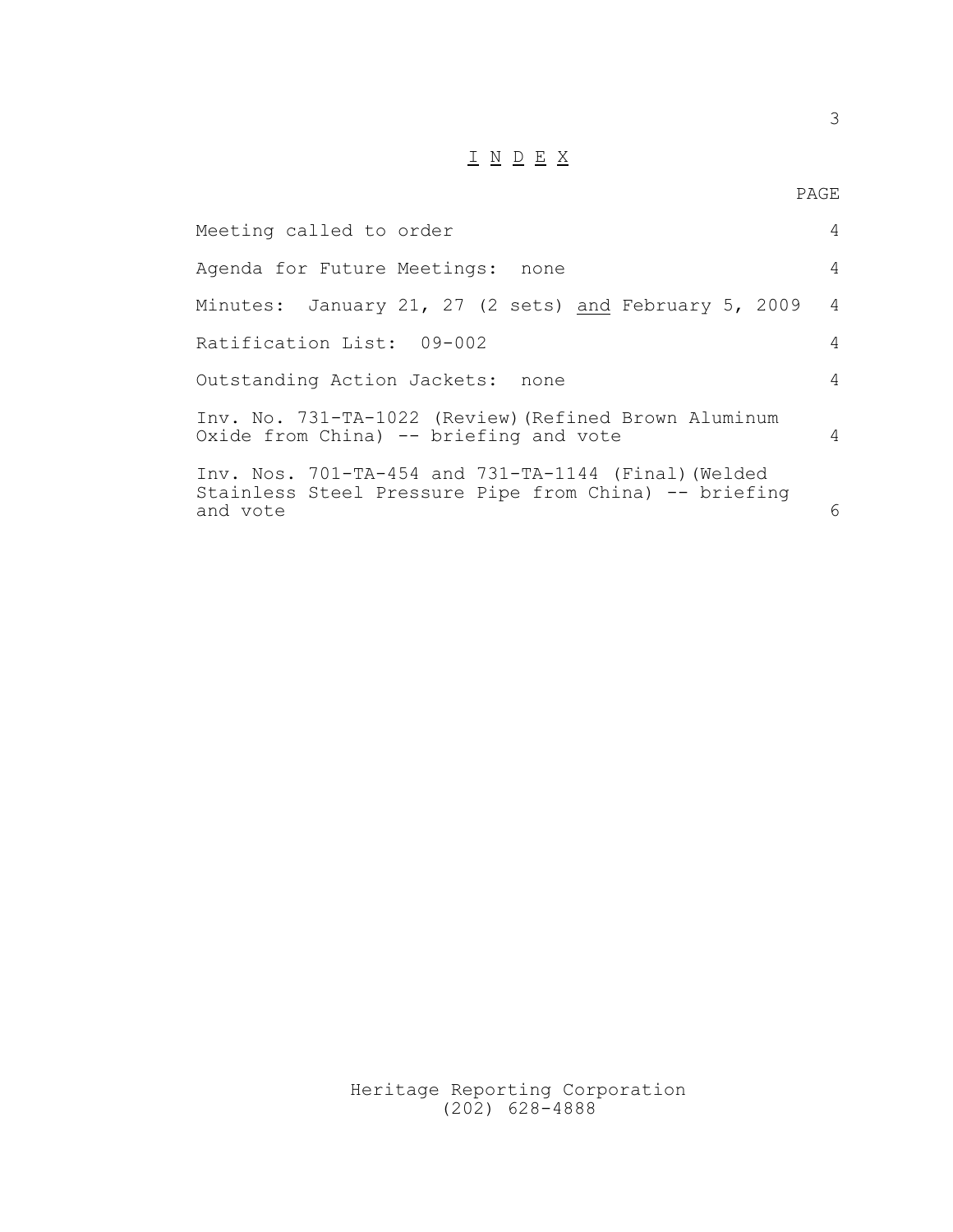# I N D E X

| | PAGE |
|---|---|
| Meeting called to order | 4 |
| Agenda for Future Meetings: none | 4 |
| Minutes: January 21, 27 (2 sets) <u>and</u> February 5, 2009 | 4 |
| Ratification List: 09-002 | 4 |
| Outstanding Action Jackets: none | 4 |
| Inv. No. 731-TA-1022 (Review)(Refined Brown Aluminum Oxide from China) -- briefing and vote | 4 |
| Inv. Nos. 701-TA-454 and 731-TA-1144 (Final)(Welded Stainless Steel Pressure Pipe from China) -- briefing and vote | 6 |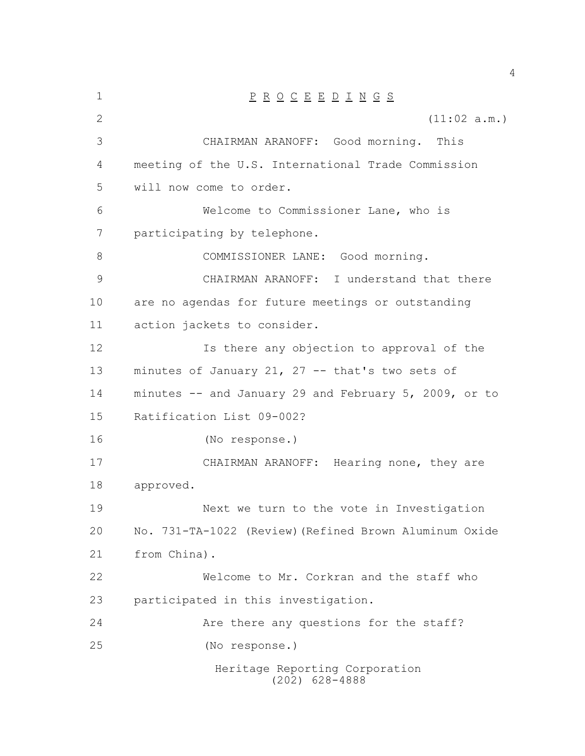P R O C E E D I N G S

(11:02 a.m.)

CHAIRMAN ARANOFF: Good morning. This meeting of the U.S. International Trade Commission will now come to order.

Welcome to Commissioner Lane, who is participating by telephone.

COMMISSIONER LANE: Good morning.

CHAIRMAN ARANOFF: I understand that there are no agendas for future meetings or outstanding action jackets to consider.

Is there any objection to approval of the minutes of January 21, 27 -- that's two sets of minutes -- and January 29 and February 5, 2009, or to Ratification List 09-002?

(No response.)

CHAIRMAN ARANOFF: Hearing none, they are approved.

Next we turn to the vote in Investigation No. 731-TA-1022 (Review)(Refined Brown Aluminum Oxide from China).

Welcome to Mr. Corkran and the staff who participated in this investigation.

Are there any questions for the staff?

(No response.)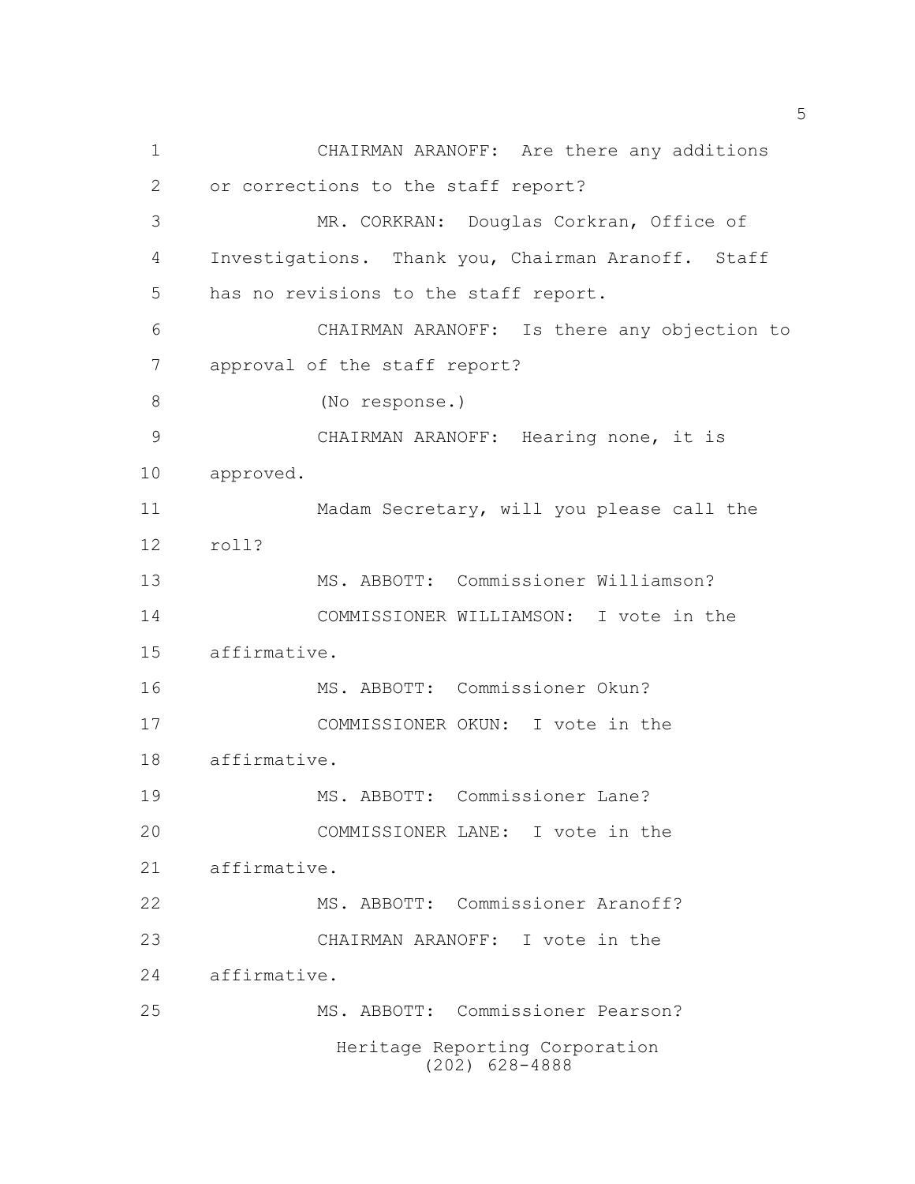CHAIRMAN ARANOFF: Are there any additions or corrections to the staff report?

MR. CORKRAN: Douglas Corkran, Office of Investigations. Thank you, Chairman Aranoff. Staff has no revisions to the staff report.

CHAIRMAN ARANOFF: Is there any objection to approval of the staff report?

(No response.)

CHAIRMAN ARANOFF: Hearing none, it is approved.

Madam Secretary, will you please call the roll?

MS. ABBOTT: Commissioner Williamson?

COMMISSIONER WILLIAMSON: I vote in the affirmative.

MS. ABBOTT: Commissioner Okun?

COMMISSIONER OKUN: I vote in the affirmative.

MS. ABBOTT: Commissioner Lane?

COMMISSIONER LANE: I vote in the affirmative.

MS. ABBOTT: Commissioner Aranoff?

CHAIRMAN ARANOFF: I vote in the affirmative.

MS. ABBOTT: Commissioner Pearson?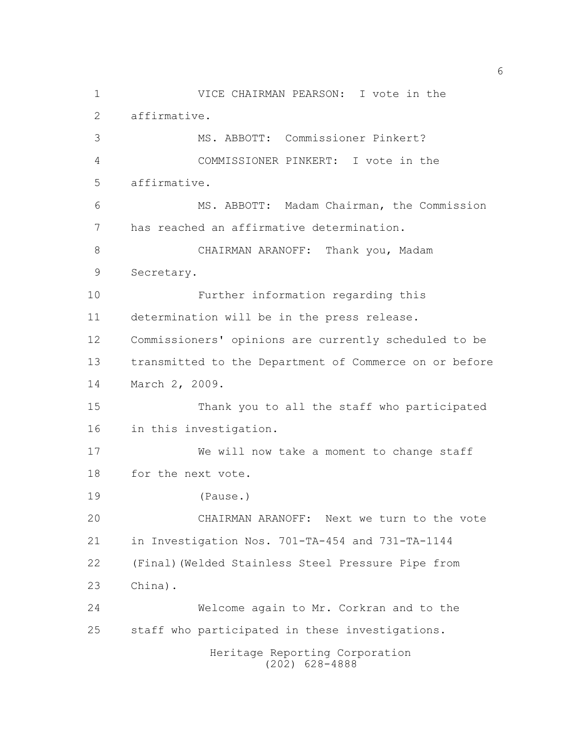VICE CHAIRMAN PEARSON: I vote in the affirmative.

MS. ABBOTT: Commissioner Pinkert?

COMMISSIONER PINKERT: I vote in the affirmative.

MS. ABBOTT: Madam Chairman, the Commission has reached an affirmative determination.

CHAIRMAN ARANOFF: Thank you, Madam Secretary.

Further information regarding this determination will be in the press release. Commissioners' opinions are currently scheduled to be transmitted to the Department of Commerce on or before March 2, 2009.

Thank you to all the staff who participated in this investigation.

We will now take a moment to change staff for the next vote.

(Pause.)

CHAIRMAN ARANOFF: Next we turn to the vote in Investigation Nos. 701-TA-454 and 731-TA-1144 (Final)(Welded Stainless Steel Pressure Pipe from China).

Welcome again to Mr. Corkran and to the staff who participated in these investigations.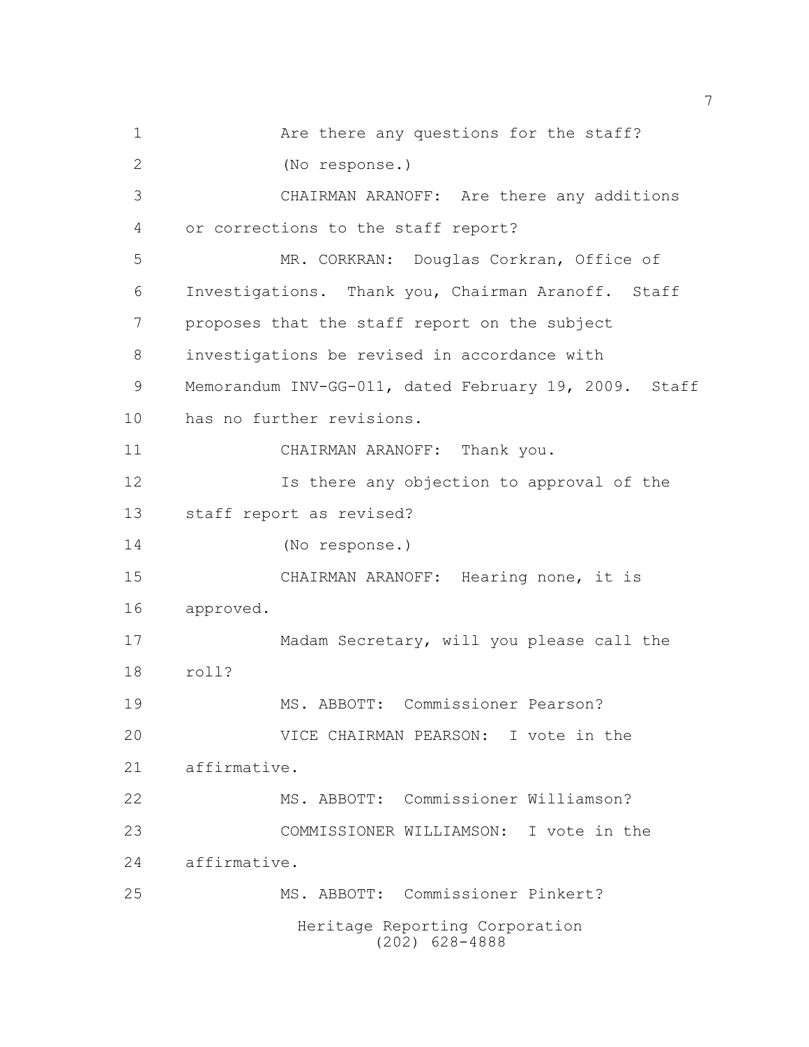Are there any questions for the staff?

(No response.)

CHAIRMAN ARANOFF: Are there any additions or corrections to the staff report?

MR. CORKRAN: Douglas Corkran, Office of Investigations. Thank you, Chairman Aranoff. Staff proposes that the staff report on the subject investigations be revised in accordance with Memorandum INV-GG-011, dated February 19, 2009. Staff has no further revisions.

CHAIRMAN ARANOFF: Thank you.

Is there any objection to approval of the staff report as revised?

(No response.)

CHAIRMAN ARANOFF: Hearing none, it is approved.

Madam Secretary, will you please call the roll?

MS. ABBOTT: Commissioner Pearson?

VICE CHAIRMAN PEARSON: I vote in the affirmative.

MS. ABBOTT: Commissioner Williamson?

COMMISSIONER WILLIAMSON: I vote in the affirmative.

MS. ABBOTT: Commissioner Pinkert?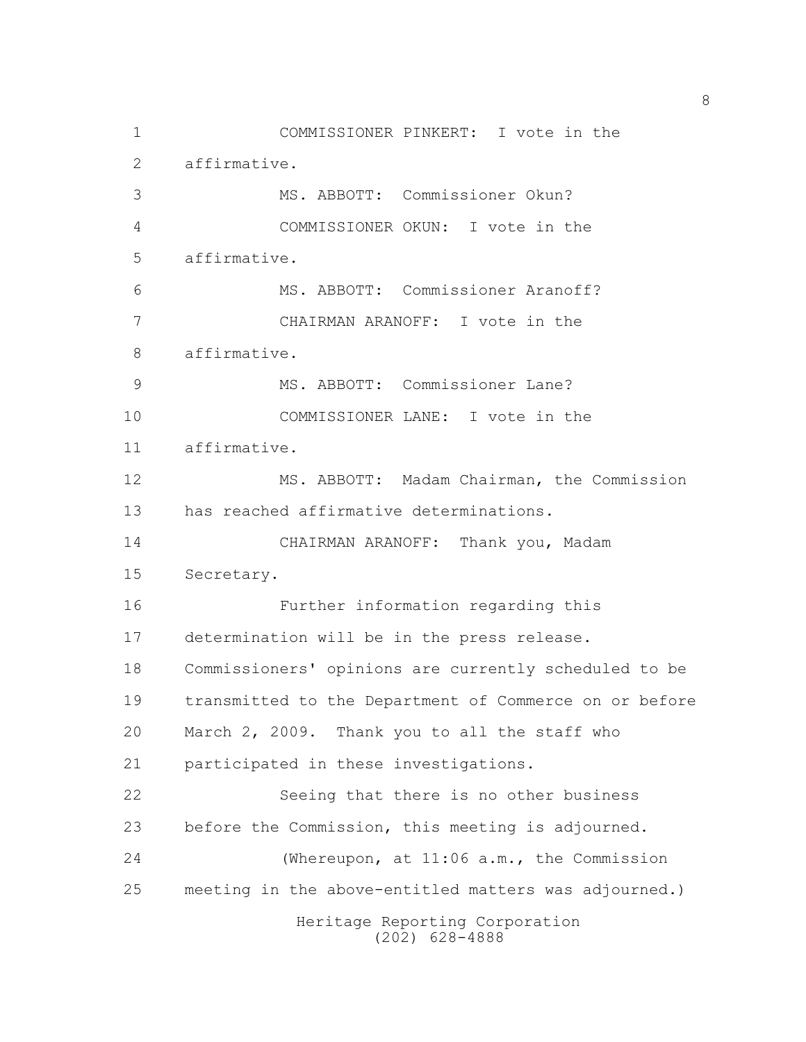COMMISSIONER PINKERT: I vote in the affirmative.

MS. ABBOTT: Commissioner Okun?

COMMISSIONER OKUN: I vote in the affirmative.

MS. ABBOTT: Commissioner Aranoff?

CHAIRMAN ARANOFF: I vote in the affirmative.

MS. ABBOTT: Commissioner Lane?

COMMISSIONER LANE: I vote in the affirmative.

MS. ABBOTT: Madam Chairman, the Commission has reached affirmative determinations.

CHAIRMAN ARANOFF: Thank you, Madam Secretary.

Further information regarding this determination will be in the press release. Commissioners' opinions are currently scheduled to be transmitted to the Department of Commerce on or before March 2, 2009. Thank you to all the staff who participated in these investigations.

Seeing that there is no other business before the Commission, this meeting is adjourned.

(Whereupon, at 11:06 a.m., the Commission meeting in the above-entitled matters was adjourned.)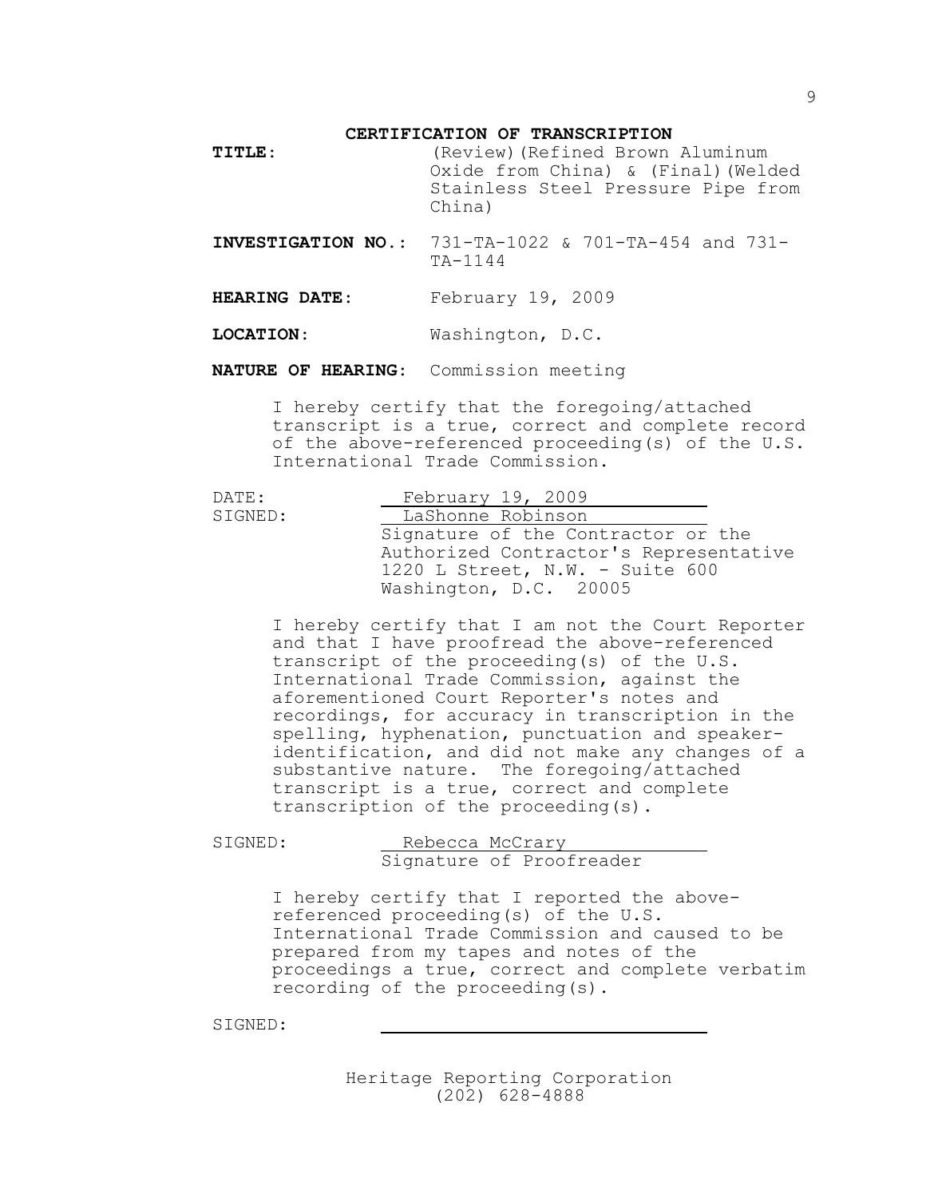## CERTIFICATION OF TRANSCRIPTION

**TITLE**: (Review)(Refined Brown Aluminum Oxide from China) & (Final)(Welded Stainless Steel Pressure Pipe from China)

**INVESTIGATION NO.**: 731-TA-1022 & 701-TA-454 and 731-TA-1144

**HEARING DATE**: February 19, 2009

**LOCATION**: Washington, D.C.

**NATURE OF HEARING**: Commission meeting

I hereby certify that the foregoing/attached transcript is a true, correct and complete record of the above-referenced proceeding(s) of the U.S. International Trade Commission.

DATE: February 19, 2009

SIGNED: LaShonne Robinson
Signature of the Contractor or the Authorized Contractor's Representative
1220 L Street, N.W. - Suite 600
Washington, D.C. 20005

I hereby certify that I am not the Court Reporter and that I have proofread the above-referenced transcript of the proceeding(s) of the U.S. International Trade Commission, against the aforementioned Court Reporter's notes and recordings, for accuracy in transcription in the spelling, hyphenation, punctuation and speaker-identification, and did not make any changes of a substantive nature. The foregoing/attached transcript is a true, correct and complete transcription of the proceeding(s).

SIGNED: Rebecca McCrary
Signature of Proofreader

I hereby certify that I reported the above-referenced proceeding(s) of the U.S. International Trade Commission and caused to be prepared from my tapes and notes of the proceedings a true, correct and complete verbatim recording of the proceeding(s).

SIGNED: ______________________________

Heritage Reporting Corporation
(202) 628-4888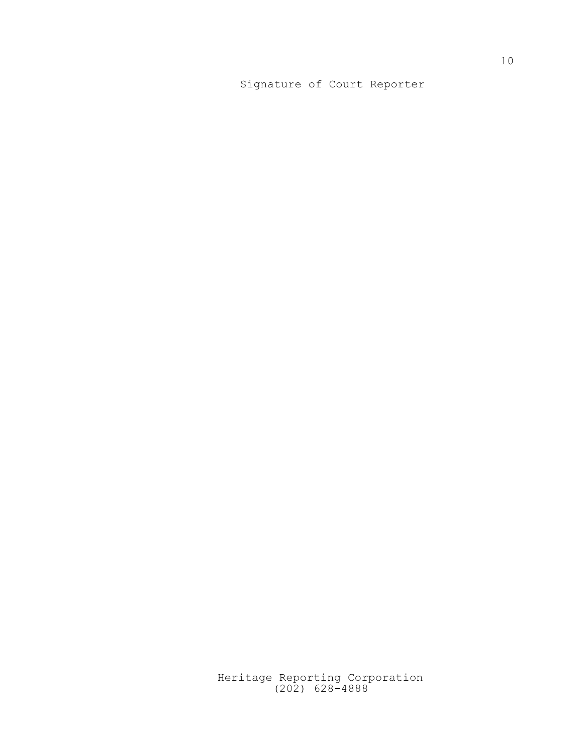Signature of Court Reporter